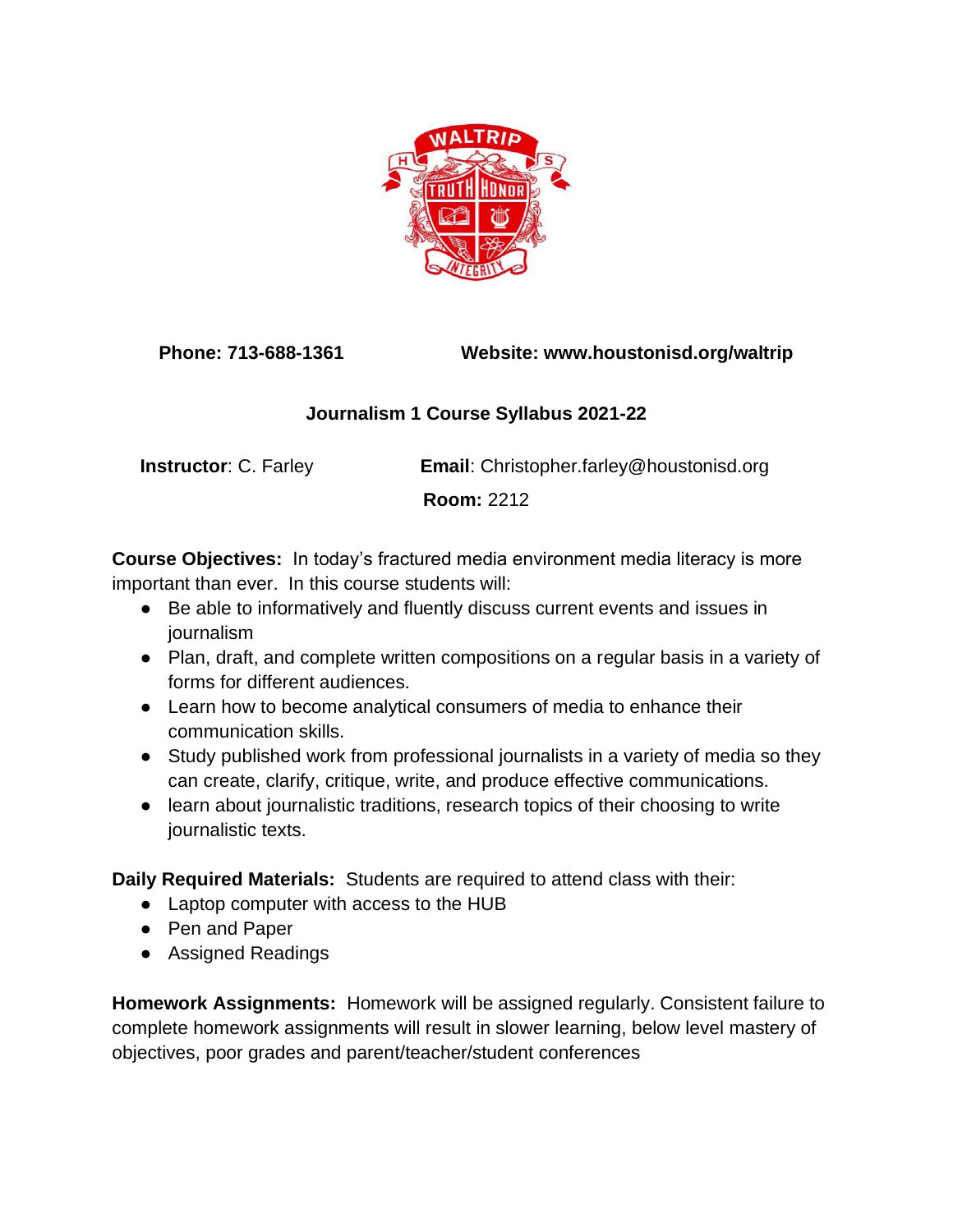**Phone: 713-688-1361** **Website: www.houstonisd.org/waltrip**

**Journalism 1 Course Syllabus 2021-22**

**Instructor**: C. Farley **Email**: Christopher.farley@houstonisd.org

**Room:** 2212

**Course Objectives:** In today's fractured media environment media literacy is more important than ever. In this course students will:

- Be able to informatively and fluently discuss current events and issues in journalism
- Plan, draft, and complete written compositions on a regular basis in a variety of forms for different audiences.
- Learn how to become analytical consumers of media to enhance their communication skills.
- Study published work from professional journalists in a variety of media so they can create, clarify, critique, write, and produce effective communications.
- learn about journalistic traditions, research topics of their choosing to write journalistic texts.

**Daily Required Materials:** Students are required to attend class with their:

- Laptop computer with access to the HUB
- Pen and Paper
- Assigned Readings

**Homework Assignments:** Homework will be assigned regularly. Consistent failure to complete homework assignments will result in slower learning, below level mastery of objectives, poor grades and parent/teacher/student conferences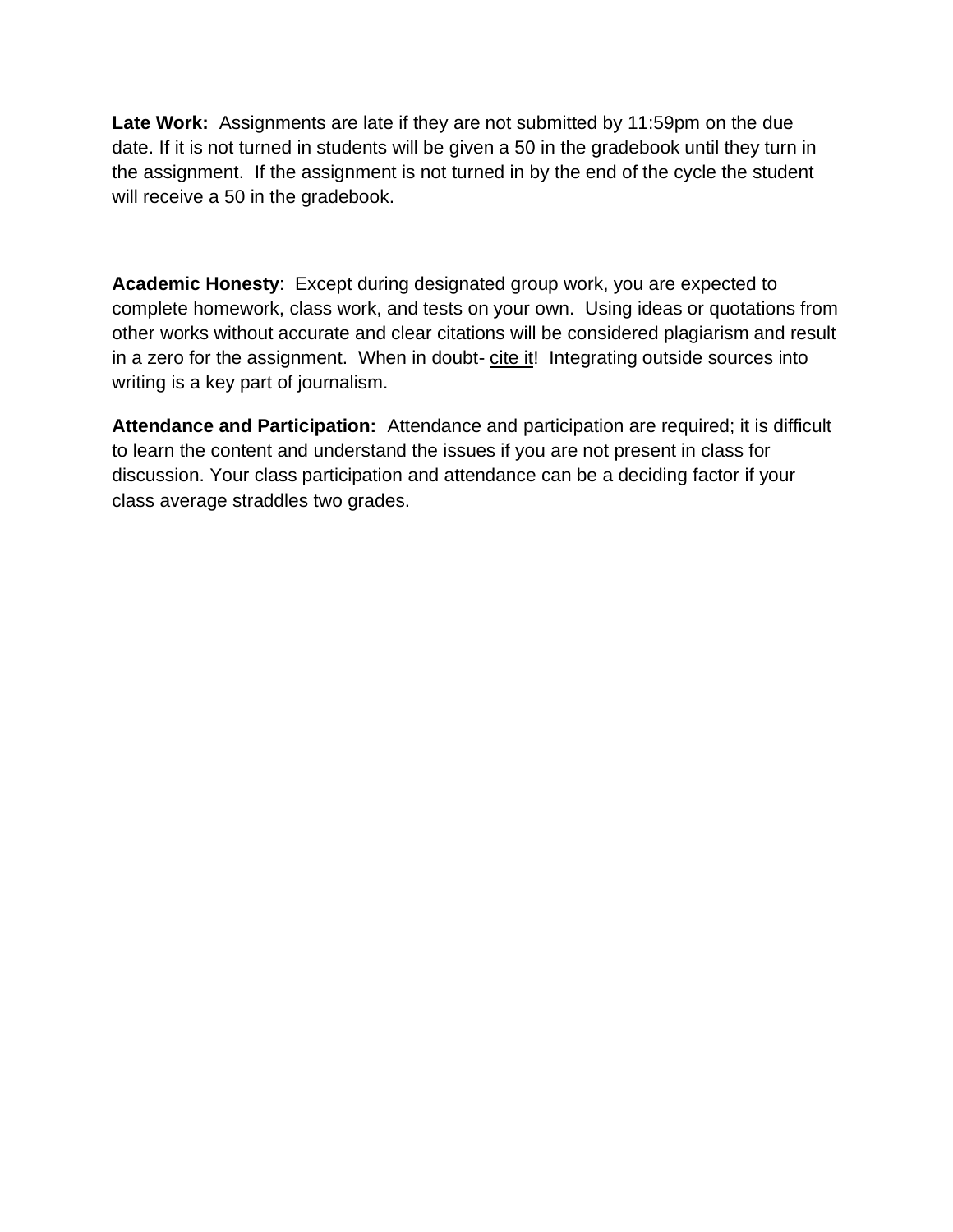**Late Work:** Assignments are late if they are not submitted by 11:59pm on the due date. If it is not turned in students will be given a 50 in the gradebook until they turn in the assignment. If the assignment is not turned in by the end of the cycle the student will receive a 50 in the gradebook.

**Academic Honesty**: Except during designated group work, you are expected to complete homework, class work, and tests on your own. Using ideas or quotations from other works without accurate and clear citations will be considered plagiarism and result in a zero for the assignment. When in doubt- <u>cite it</u>! Integrating outside sources into writing is a key part of journalism.

**Attendance and Participation:** Attendance and participation are required; it is difficult to learn the content and understand the issues if you are not present in class for discussion. Your class participation and attendance can be a deciding factor if your class average straddles two grades.